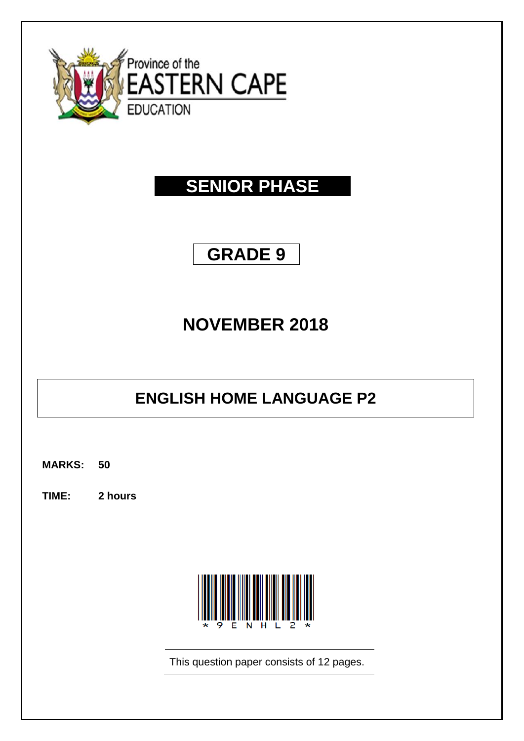Province of the
EASTERN CAPE
EDUCATION

# SENIOR PHASE

# GRADE 9

# NOVEMBER 2018

# ENGLISH HOME LANGUAGE P2

**MARKS: 50**

**TIME: 2 hours**

*9ENHL2*

This question paper consists of 12 pages.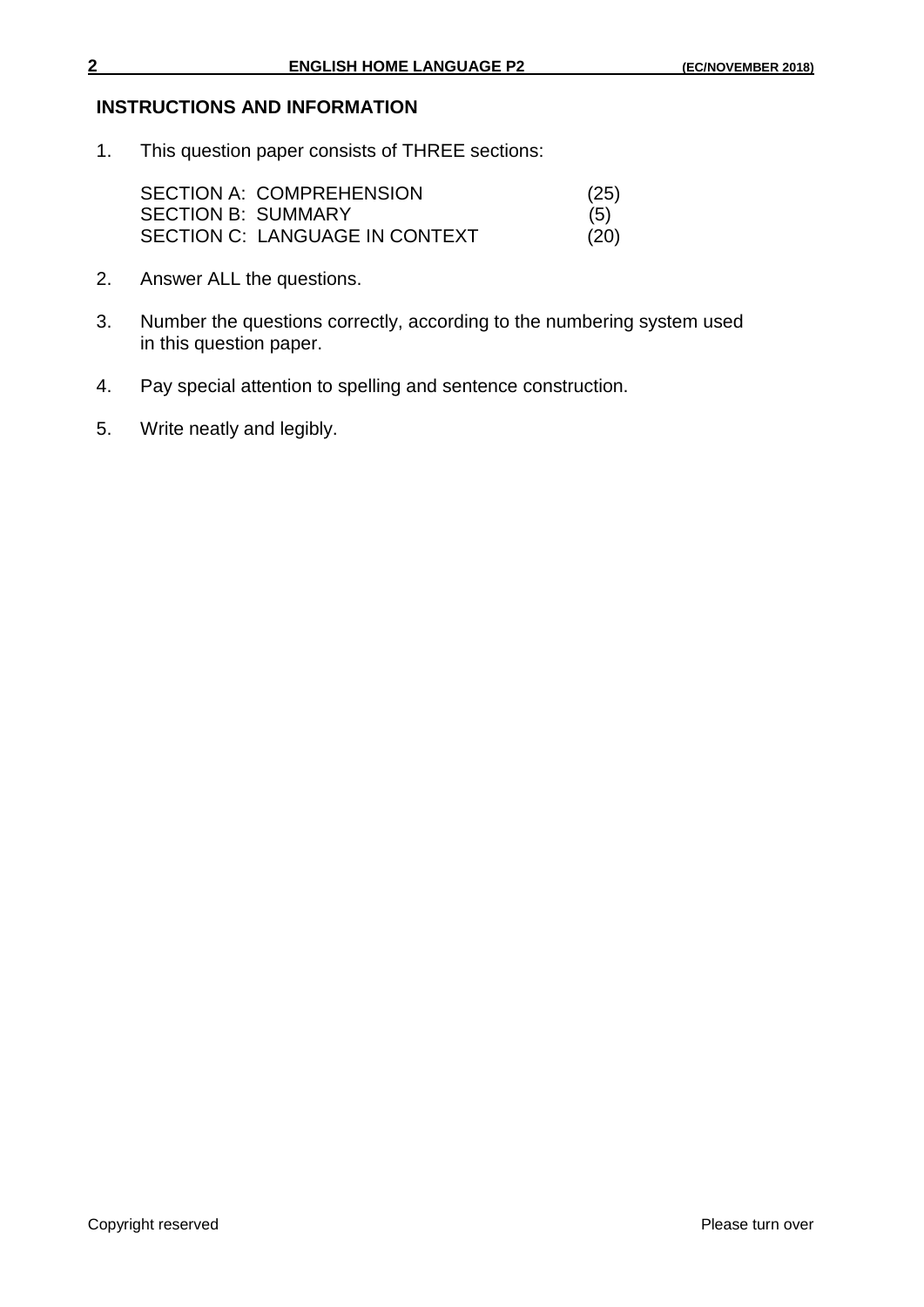## INSTRUCTIONS AND INFORMATION

1. This question paper consists of THREE sections:

| | |
|---|---|
| SECTION A: COMPREHENSION | (25) |
| SECTION B: SUMMARY | (5) |
| SECTION C: LANGUAGE IN CONTEXT | (20) |

2. Answer ALL the questions.

3. Number the questions correctly, according to the numbering system used in this question paper.

4. Pay special attention to spelling and sentence construction.

5. Write neatly and legibly.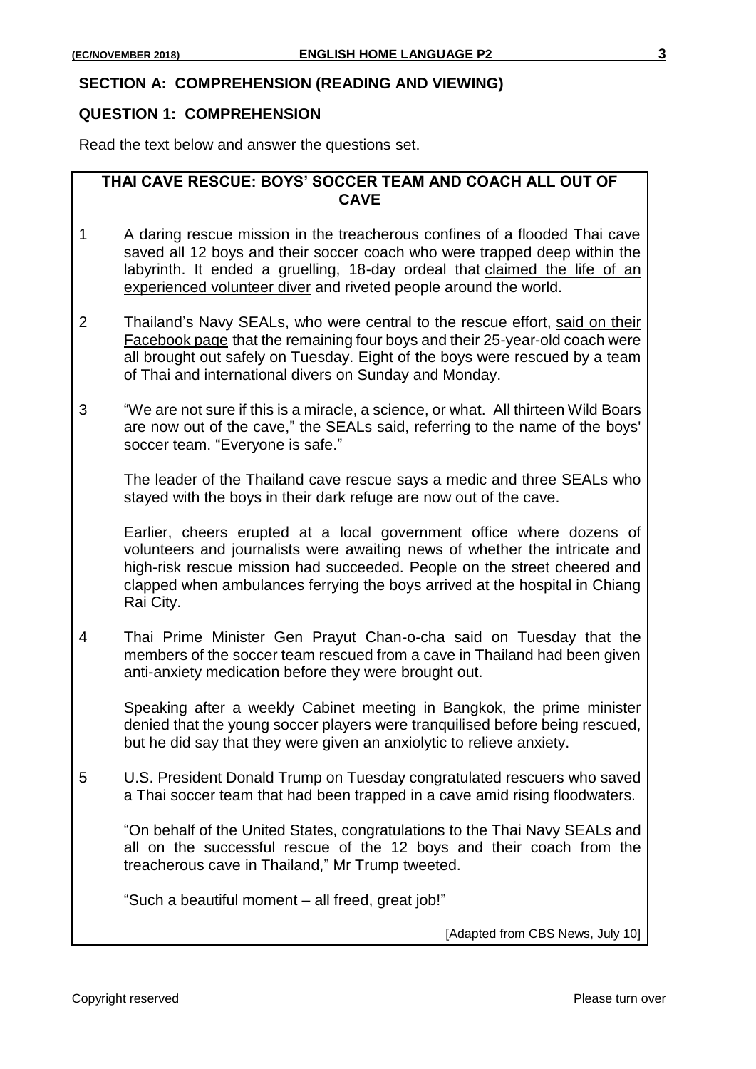## SECTION A: COMPREHENSION (READING AND VIEWING)

### QUESTION 1: COMPREHENSION

Read the text below and answer the questions set.

**THAI CAVE RESCUE: BOYS' SOCCER TEAM AND COACH ALL OUT OF CAVE**

1 A daring rescue mission in the treacherous confines of a flooded Thai cave saved all 12 boys and their soccer coach who were trapped deep within the labyrinth. It ended a gruelling, 18-day ordeal that <u>claimed the life of an experienced volunteer diver</u> and riveted people around the world.

2 Thailand's Navy SEALs, who were central to the rescue effort, <u>said on their Facebook page</u> that the remaining four boys and their 25-year-old coach were all brought out safely on Tuesday. Eight of the boys were rescued by a team of Thai and international divers on Sunday and Monday.

3 "We are not sure if this is a miracle, a science, or what. All thirteen Wild Boars are now out of the cave," the SEALs said, referring to the name of the boys' soccer team. "Everyone is safe."

The leader of the Thailand cave rescue says a medic and three SEALs who stayed with the boys in their dark refuge are now out of the cave.

Earlier, cheers erupted at a local government office where dozens of volunteers and journalists were awaiting news of whether the intricate and high-risk rescue mission had succeeded. People on the street cheered and clapped when ambulances ferrying the boys arrived at the hospital in Chiang Rai City.

4 Thai Prime Minister Gen Prayut Chan-o-cha said on Tuesday that the members of the soccer team rescued from a cave in Thailand had been given anti-anxiety medication before they were brought out.

Speaking after a weekly Cabinet meeting in Bangkok, the prime minister denied that the young soccer players were tranquilised before being rescued, but he did say that they were given an anxiolytic to relieve anxiety.

5 U.S. President Donald Trump on Tuesday congratulated rescuers who saved a Thai soccer team that had been trapped in a cave amid rising floodwaters.

"On behalf of the United States, congratulations to the Thai Navy SEALs and all on the successful rescue of the 12 boys and their coach from the treacherous cave in Thailand," Mr Trump tweeted.

"Such a beautiful moment – all freed, great job!"

[Adapted from CBS News, July 10]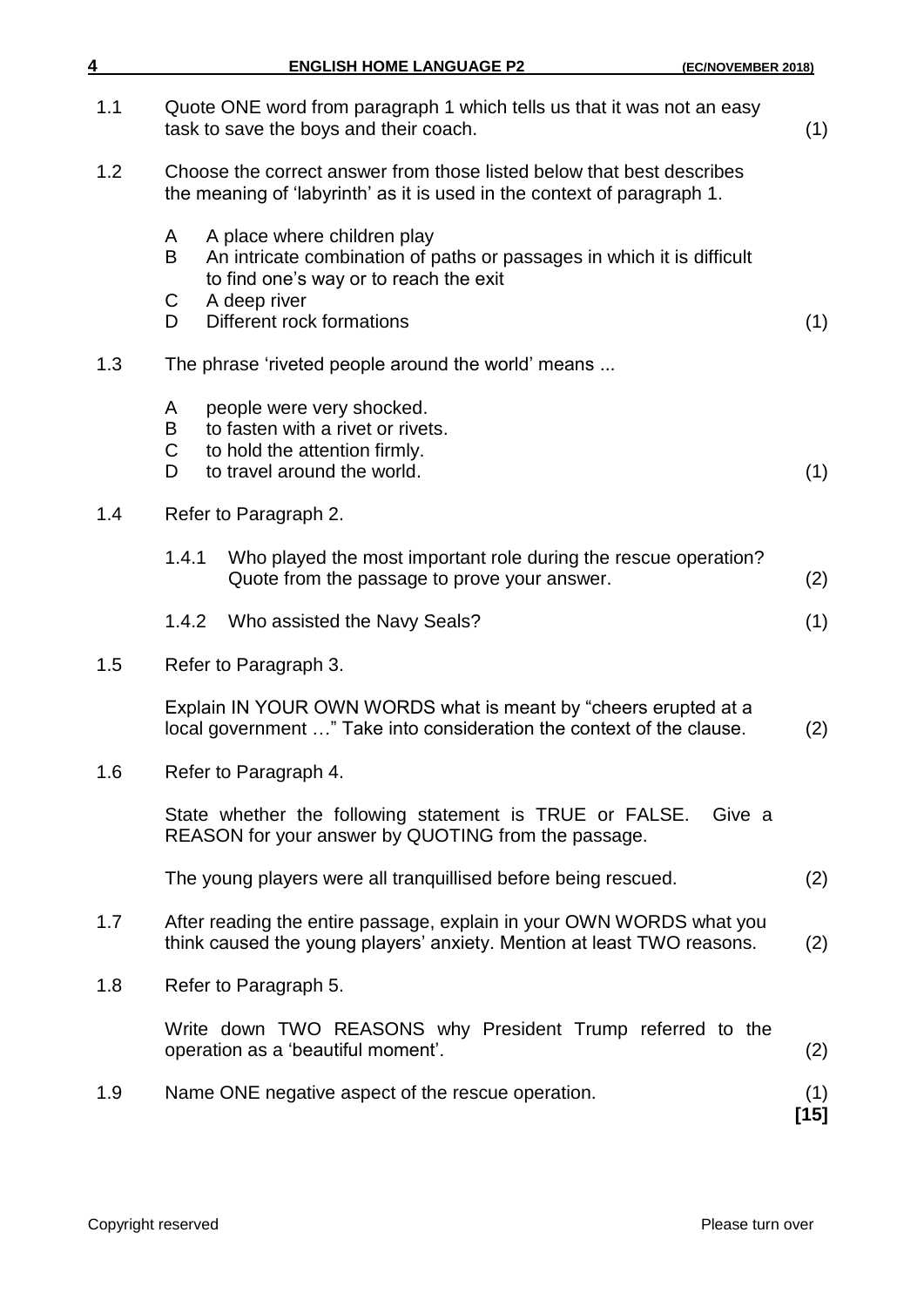1.1 Quote ONE word from paragraph 1 which tells us that it was not an easy task to save the boys and their coach. (1)

1.2 Choose the correct answer from those listed below that best describes the meaning of 'labyrinth' as it is used in the context of paragraph 1.

A A place where children play
B An intricate combination of paths or passages in which it is difficult to find one's way or to reach the exit
C A deep river
D Different rock formations (1)

1.3 The phrase 'riveted people around the world' means ...

A people were very shocked.
B to fasten with a rivet or rivets.
C to hold the attention firmly.
D to travel around the world. (1)

1.4 Refer to Paragraph 2.

1.4.1 Who played the most important role during the rescue operation? Quote from the passage to prove your answer. (2)

1.4.2 Who assisted the Navy Seals? (1)

1.5 Refer to Paragraph 3.

Explain IN YOUR OWN WORDS what is meant by "cheers erupted at a local government …" Take into consideration the context of the clause. (2)

1.6 Refer to Paragraph 4.

State whether the following statement is TRUE or FALSE. Give a REASON for your answer by QUOTING from the passage.

The young players were all tranquillised before being rescued. (2)

1.7 After reading the entire passage, explain in your OWN WORDS what you think caused the young players' anxiety. Mention at least TWO reasons. (2)

1.8 Refer to Paragraph 5.

Write down TWO REASONS why President Trump referred to the operation as a 'beautiful moment'. (2)

1.9 Name ONE negative aspect of the rescue operation. (1)
**[15]**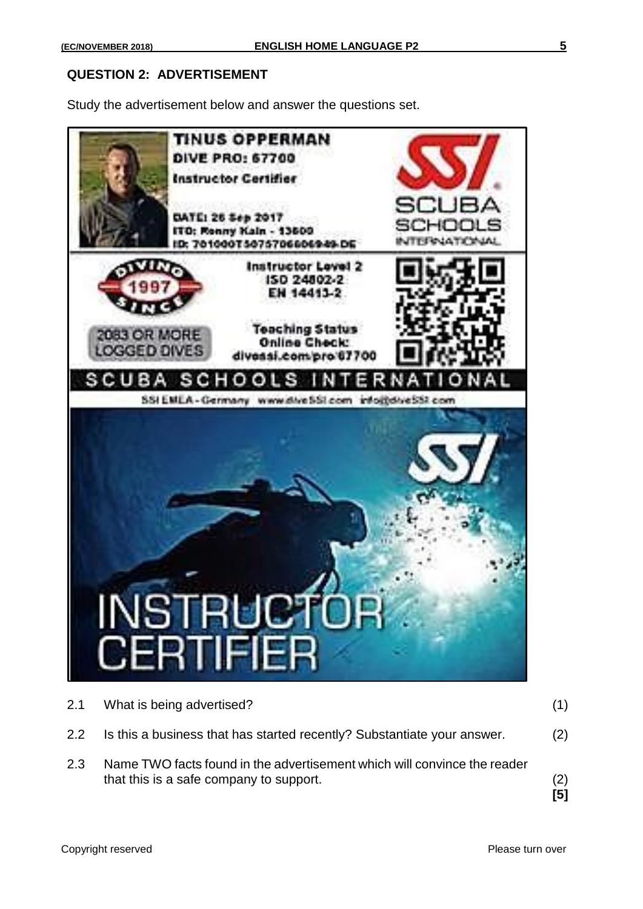## QUESTION 2: ADVERTISEMENT

Study the advertisement below and answer the questions set.

TINUS OPPERMAN
DIVE PRO: 67700
Instructor Certifier

DATE: 26 Sep 2017
ITD: Ronny Kain - 13600
ID: 701000T50757066069​49-DE

SSI SCUBA SCHOOLS INTERNATIONAL

DIVING SINCE 1997

Instructor Level 2
ISO 24802-2
EN 14413-2

2083 OR MORE LOGGED DIVES

Teaching Status
Online Check:
divessi.com/pro/67700

SCUBA SCHOOLS INTERNATIONAL

SSI EMEA - Germany www.diveSSI.com info@diveSSI.com

SSI

INSTRUCTOR CERTIFIER

2.1 What is being advertised? (1)

2.2 Is this a business that has started recently? Substantiate your answer. (2)

2.3 Name TWO facts found in the advertisement which will convince the reader that this is a safe company to support. (2)
**[5]**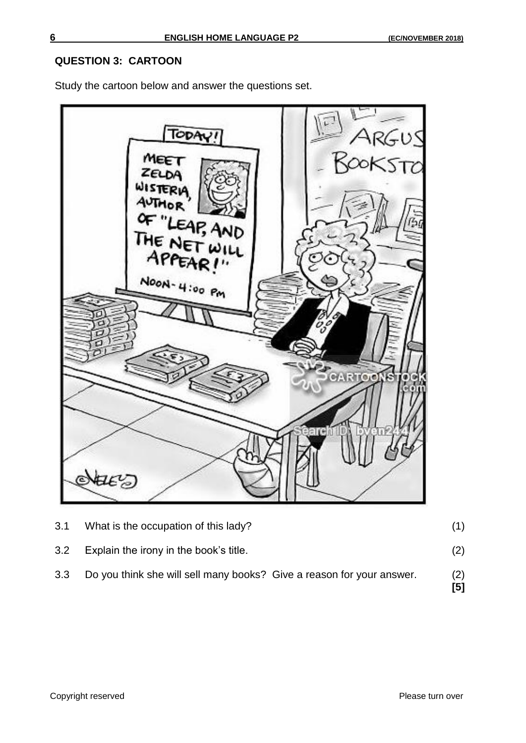## QUESTION 3: CARTOON

Study the cartoon below and answer the questions set.

3.1 What is the occupation of this lady? (1)

3.2 Explain the irony in the book's title. (2)

3.3 Do you think she will sell many books? Give a reason for your answer. (2)

**[5]**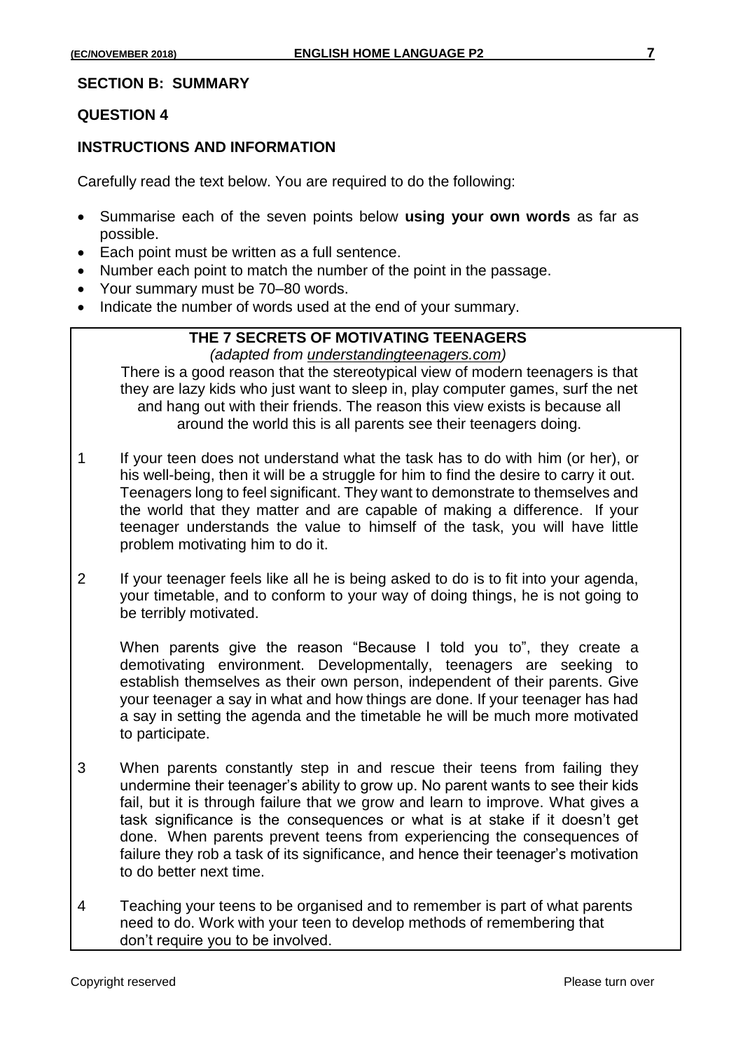## SECTION B: SUMMARY

### QUESTION 4

### INSTRUCTIONS AND INFORMATION

Carefully read the text below. You are required to do the following:

- Summarise each of the seven points below **using your own words** as far as possible.
- Each point must be written as a full sentence.
- Number each point to match the number of the point in the passage.
- Your summary must be 70–80 words.
- Indicate the number of words used at the end of your summary.

**THE 7 SECRETS OF MOTIVATING TEENAGERS**

*(adapted from understandingteenagers.com)*

There is a good reason that the stereotypical view of modern teenagers is that they are lazy kids who just want to sleep in, play computer games, surf the net and hang out with their friends. The reason this view exists is because all around the world this is all parents see their teenagers doing.

1 If your teen does not understand what the task has to do with him (or her), or his well-being, then it will be a struggle for him to find the desire to carry it out. Teenagers long to feel significant. They want to demonstrate to themselves and the world that they matter and are capable of making a difference. If your teenager understands the value to himself of the task, you will have little problem motivating him to do it.

2 If your teenager feels like all he is being asked to do is to fit into your agenda, your timetable, and to conform to your way of doing things, he is not going to be terribly motivated.

When parents give the reason "Because I told you to", they create a demotivating environment. Developmentally, teenagers are seeking to establish themselves as their own person, independent of their parents. Give your teenager a say in what and how things are done. If your teenager has had a say in setting the agenda and the timetable he will be much more motivated to participate.

3 When parents constantly step in and rescue their teens from failing they undermine their teenager's ability to grow up. No parent wants to see their kids fail, but it is through failure that we grow and learn to improve. What gives a task significance is the consequences or what is at stake if it doesn't get done. When parents prevent teens from experiencing the consequences of failure they rob a task of its significance, and hence their teenager's motivation to do better next time.

4 Teaching your teens to be organised and to remember is part of what parents need to do. Work with your teen to develop methods of remembering that don't require you to be involved.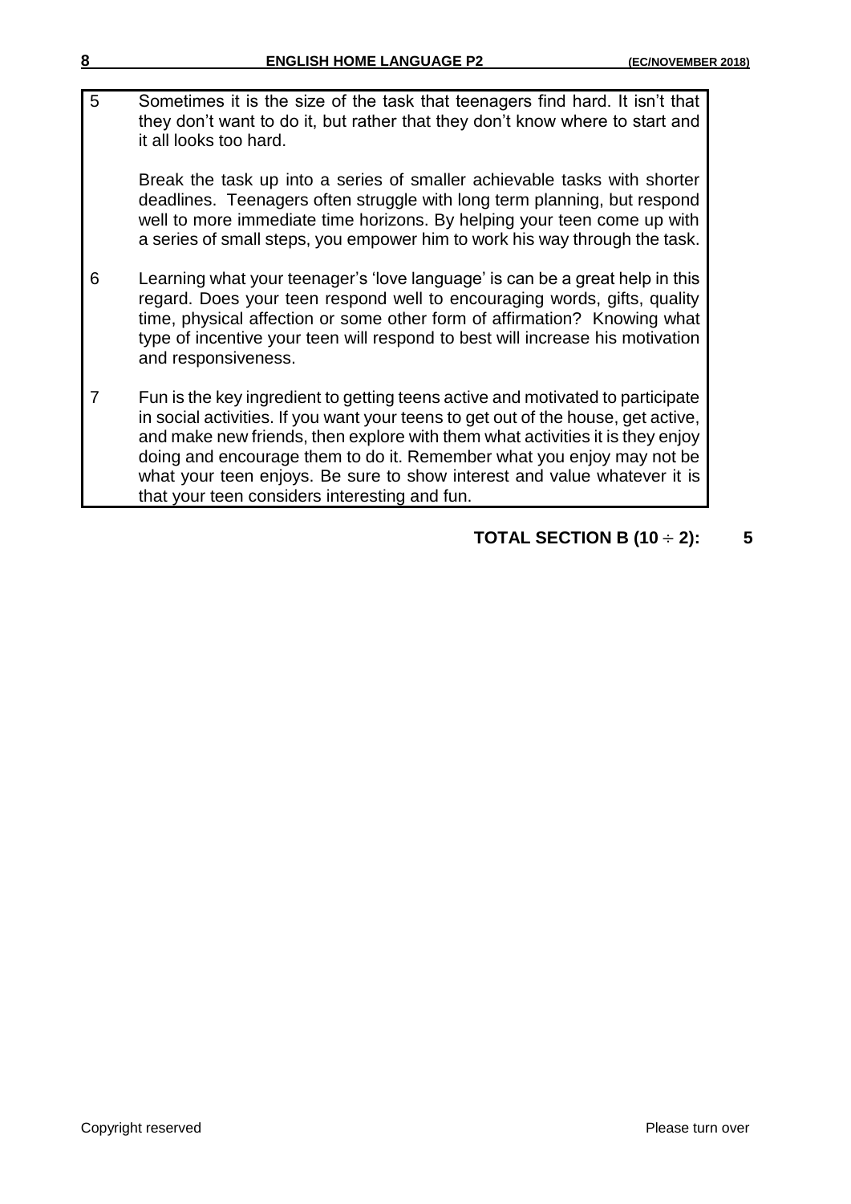5 Sometimes it is the size of the task that teenagers find hard. It isn't that they don't want to do it, but rather that they don't know where to start and it all looks too hard.

Break the task up into a series of smaller achievable tasks with shorter deadlines. Teenagers often struggle with long term planning, but respond well to more immediate time horizons. By helping your teen come up with a series of small steps, you empower him to work his way through the task.

6 Learning what your teenager's 'love language' is can be a great help in this regard. Does your teen respond well to encouraging words, gifts, quality time, physical affection or some other form of affirmation? Knowing what type of incentive your teen will respond to best will increase his motivation and responsiveness.

7 Fun is the key ingredient to getting teens active and motivated to participate in social activities. If you want your teens to get out of the house, get active, and make new friends, then explore with them what activities it is they enjoy doing and encourage them to do it. Remember what you enjoy may not be what your teen enjoys. Be sure to show interest and value whatever it is that your teen considers interesting and fun.

**TOTAL SECTION B (10 ÷ 2): 5**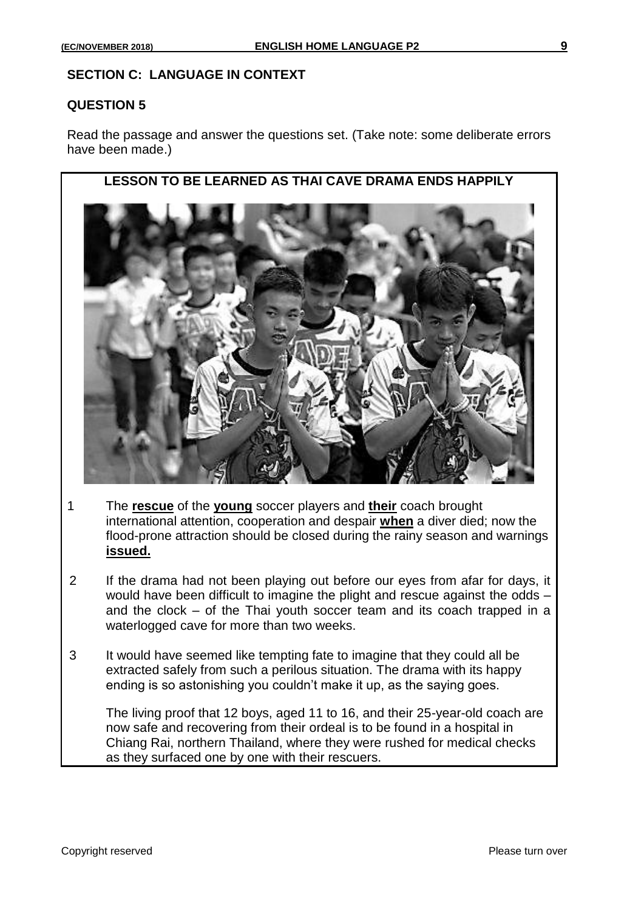## SECTION C: LANGUAGE IN CONTEXT

## QUESTION 5

Read the passage and answer the questions set. (Take note: some deliberate errors have been made.)

### LESSON TO BE LEARNED AS THAI CAVE DRAMA ENDS HAPPILY

1 The **rescue** of the **young** soccer players and **their** coach brought international attention, cooperation and despair **when** a diver died; now the flood-prone attraction should be closed during the rainy season and warnings **issued.**

2 If the drama had not been playing out before our eyes from afar for days, it would have been difficult to imagine the plight and rescue against the odds – and the clock – of the Thai youth soccer team and its coach trapped in a waterlogged cave for more than two weeks.

3 It would have seemed like tempting fate to imagine that they could all be extracted safely from such a perilous situation. The drama with its happy ending is so astonishing you couldn't make it up, as the saying goes.

The living proof that 12 boys, aged 11 to 16, and their 25-year-old coach are now safe and recovering from their ordeal is to be found in a hospital in Chiang Rai, northern Thailand, where they were rushed for medical checks as they surfaced one by one with their rescuers.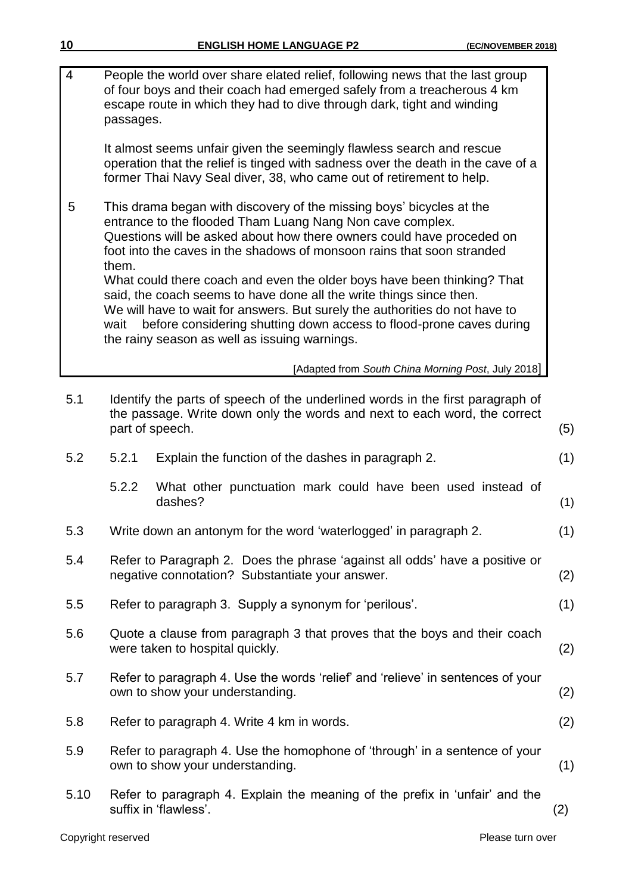4 People the world over share elated relief, following news that the last group of four boys and their coach had emerged safely from a treacherous 4 km escape route in which they had to dive through dark, tight and winding passages.

It almost seems unfair given the seemingly flawless search and rescue operation that the relief is tinged with sadness over the death in the cave of a former Thai Navy Seal diver, 38, who came out of retirement to help.

5 This drama began with discovery of the missing boys' bicycles at the entrance to the flooded Tham Luang Nang Non cave complex. Questions will be asked about how there owners could have proceded on foot into the caves in the shadows of monsoon rains that soon stranded them.
What could there coach and even the older boys have been thinking? That said, the coach seems to have done all the write things since then.
We will have to wait for answers. But surely the authorities do not have to wait before considering shutting down access to flood-prone caves during the rainy season as well as issuing warnings.

[Adapted from *South China Morning Post*, July 2018]

5.1 Identify the parts of speech of the underlined words in the first paragraph of the passage. Write down only the words and next to each word, the correct part of speech. (5)

5.2 
- 5.2.1 Explain the function of the dashes in paragraph 2. (1)
- 5.2.2 What other punctuation mark could have been used instead of dashes? (1)

5.3 Write down an antonym for the word 'waterlogged' in paragraph 2. (1)

5.4 Refer to Paragraph 2. Does the phrase 'against all odds' have a positive or negative connotation? Substantiate your answer. (2)

5.5 Refer to paragraph 3. Supply a synonym for 'perilous'. (1)

5.6 Quote a clause from paragraph 3 that proves that the boys and their coach were taken to hospital quickly. (2)

5.7 Refer to paragraph 4. Use the words 'relief' and 'relieve' in sentences of your own to show your understanding. (2)

5.8 Refer to paragraph 4. Write 4 km in words. (2)

5.9 Refer to paragraph 4. Use the homophone of 'through' in a sentence of your own to show your understanding. (1)

5.10 Refer to paragraph 4. Explain the meaning of the prefix in 'unfair' and the suffix in 'flawless'. (2)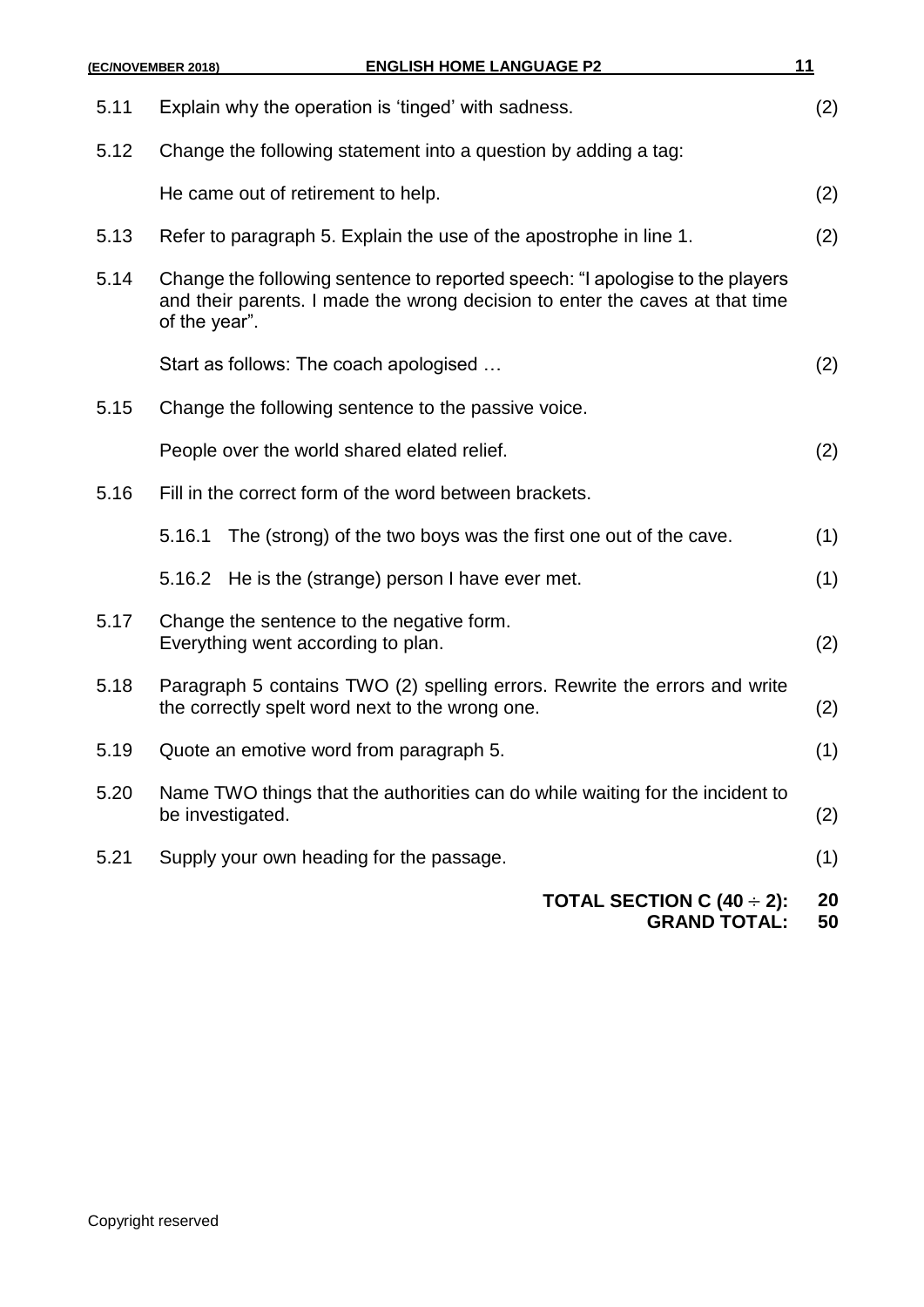5.11 Explain why the operation is 'tinged' with sadness. (2)

5.12 Change the following statement into a question by adding a tag:

He came out of retirement to help. (2)

5.13 Refer to paragraph 5. Explain the use of the apostrophe in line 1. (2)

5.14 Change the following sentence to reported speech: "I apologise to the players and their parents. I made the wrong decision to enter the caves at that time of the year".

Start as follows: The coach apologised … (2)

5.15 Change the following sentence to the passive voice.

People over the world shared elated relief. (2)

5.16 Fill in the correct form of the word between brackets.

5.16.1 The (strong) of the two boys was the first one out of the cave. (1)

5.16.2 He is the (strange) person I have ever met. (1)

5.17 Change the sentence to the negative form.
Everything went according to plan. (2)

5.18 Paragraph 5 contains TWO (2) spelling errors. Rewrite the errors and write the correctly spelt word next to the wrong one. (2)

5.19 Quote an emotive word from paragraph 5. (1)

5.20 Name TWO things that the authorities can do while waiting for the incident to be investigated. (2)

5.21 Supply your own heading for the passage. (1)

**TOTAL SECTION C (40 ÷ 2): 20**
**GRAND TOTAL: 50**